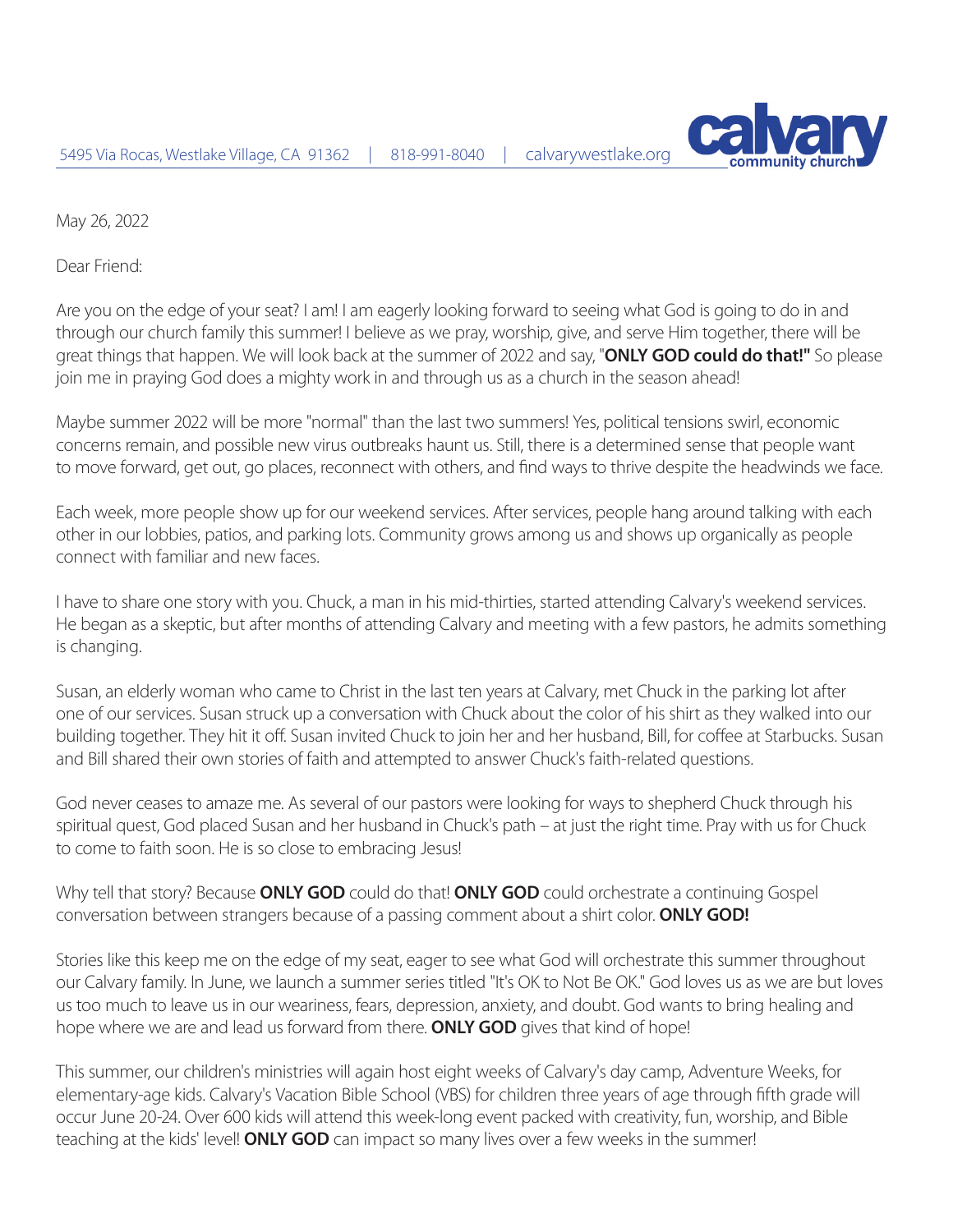5495 Via Rocas, Westlake Village, CA 91362 | 818-991-8040 | calvarywestlake.org

**calvary** community church

May 26, 2022

Dear Friend:

Are you on the edge of your seat? I am! I am eagerly looking forward to seeing what God is going to do in and through our church family this summer! I believe as we pray, worship, give, and serve Him together, there will be great things that happen. We will look back at the summer of 2022 and say, "**ONLY GOD could do that!"** So please join me in praying God does a mighty work in and through us as a church in the season ahead!

Maybe summer 2022 will be more "normal" than the last two summers! Yes, political tensions swirl, economic concerns remain, and possible new virus outbreaks haunt us. Still, there is a determined sense that people want to move forward, get out, go places, reconnect with others, and find ways to thrive despite the headwinds we face.

Each week, more people show up for our weekend services. After services, people hang around talking with each other in our lobbies, patios, and parking lots. Community grows among us and shows up organically as people connect with familiar and new faces.

I have to share one story with you. Chuck, a man in his mid-thirties, started attending Calvary's weekend services. He began as a skeptic, but after months of attending Calvary and meeting with a few pastors, he admits something is changing.

Susan, an elderly woman who came to Christ in the last ten years at Calvary, met Chuck in the parking lot after one of our services. Susan struck up a conversation with Chuck about the color of his shirt as they walked into our building together. They hit it off. Susan invited Chuck to join her and her husband, Bill, for coffee at Starbucks. Susan and Bill shared their own stories of faith and attempted to answer Chuck's faith-related questions.

God never ceases to amaze me. As several of our pastors were looking for ways to shepherd Chuck through his spiritual quest, God placed Susan and her husband in Chuck's path – at just the right time. Pray with us for Chuck to come to faith soon. He is so close to embracing Jesus!

Why tell that story? Because **ONLY GOD** could do that! **ONLY GOD** could orchestrate a continuing Gospel conversation between strangers because of a passing comment about a shirt color. **ONLY GOD!**

Stories like this keep me on the edge of my seat, eager to see what God will orchestrate this summer throughout our Calvary family. In June, we launch a summer series titled "It's OK to Not Be OK." God loves us as we are but loves us too much to leave us in our weariness, fears, depression, anxiety, and doubt. God wants to bring healing and hope where we are and lead us forward from there. **ONLY GOD** gives that kind of hope!

This summer, our children's ministries will again host eight weeks of Calvary's day camp, Adventure Weeks, for elementary-age kids. Calvary's Vacation Bible School (VBS) for children three years of age through fifth grade will occur June 20-24. Over 600 kids will attend this week-long event packed with creativity, fun, worship, and Bible teaching at the kids' level! **ONLY GOD** can impact so many lives over a few weeks in the summer!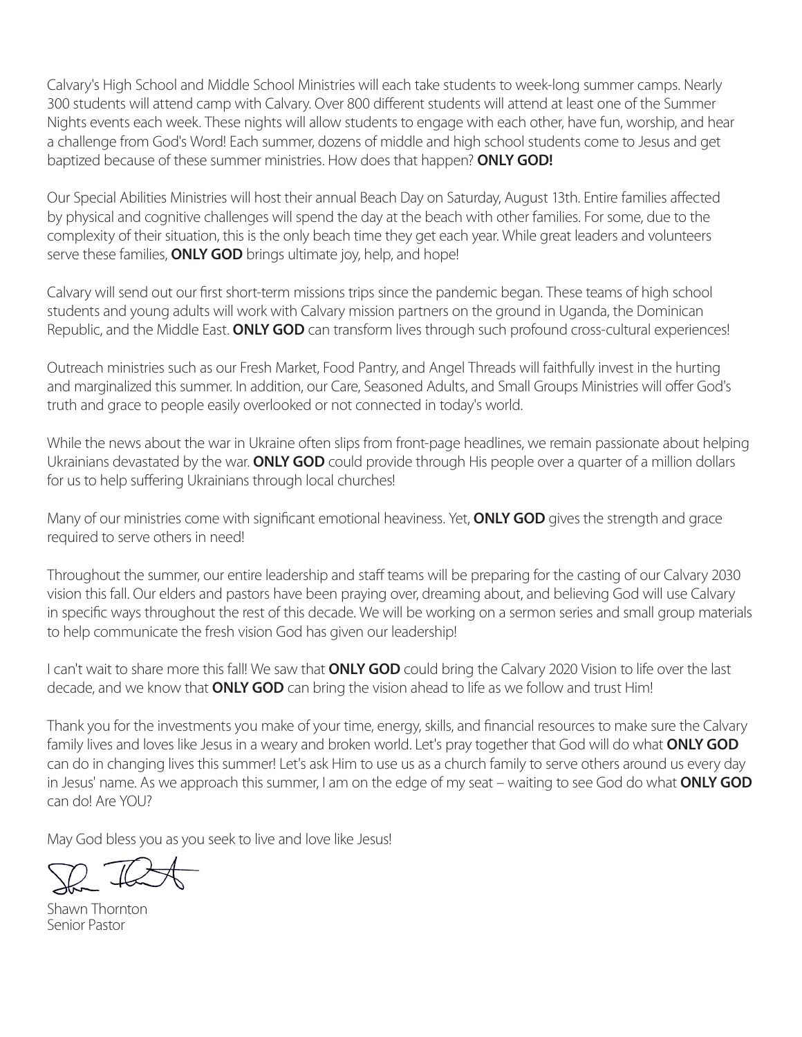Calvary's High School and Middle School Ministries will each take students to week-long summer camps. Nearly 300 students will attend camp with Calvary. Over 800 different students will attend at least one of the Summer Nights events each week. These nights will allow students to engage with each other, have fun, worship, and hear a challenge from God's Word! Each summer, dozens of middle and high school students come to Jesus and get baptized because of these summer ministries. How does that happen? **ONLY GOD!**

Our Special Abilities Ministries will host their annual Beach Day on Saturday, August 13th. Entire families affected by physical and cognitive challenges will spend the day at the beach with other families. For some, due to the complexity of their situation, this is the only beach time they get each year. While great leaders and volunteers serve these families, **ONLY GOD** brings ultimate joy, help, and hope!

Calvary will send out our first short-term missions trips since the pandemic began. These teams of high school students and young adults will work with Calvary mission partners on the ground in Uganda, the Dominican Republic, and the Middle East. **ONLY GOD** can transform lives through such profound cross-cultural experiences!

Outreach ministries such as our Fresh Market, Food Pantry, and Angel Threads will faithfully invest in the hurting and marginalized this summer. In addition, our Care, Seasoned Adults, and Small Groups Ministries will offer God's truth and grace to people easily overlooked or not connected in today's world.

While the news about the war in Ukraine often slips from front-page headlines, we remain passionate about helping Ukrainians devastated by the war. **ONLY GOD** could provide through His people over a quarter of a million dollars for us to help suffering Ukrainians through local churches!

Many of our ministries come with significant emotional heaviness. Yet, **ONLY GOD** gives the strength and grace required to serve others in need!

Throughout the summer, our entire leadership and staff teams will be preparing for the casting of our Calvary 2030 vision this fall. Our elders and pastors have been praying over, dreaming about, and believing God will use Calvary in specific ways throughout the rest of this decade. We will be working on a sermon series and small group materials to help communicate the fresh vision God has given our leadership!

I can't wait to share more this fall! We saw that **ONLY GOD** could bring the Calvary 2020 Vision to life over the last decade, and we know that **ONLY GOD** can bring the vision ahead to life as we follow and trust Him!

Thank you for the investments you make of your time, energy, skills, and financial resources to make sure the Calvary family lives and loves like Jesus in a weary and broken world. Let's pray together that God will do what **ONLY GOD** can do in changing lives this summer! Let's ask Him to use us as a church family to serve others around us every day in Jesus' name. As we approach this summer, I am on the edge of my seat – waiting to see God do what **ONLY GOD** can do! Are YOU?

May God bless you as you seek to live and love like Jesus!

Shawn Thornton
Senior Pastor